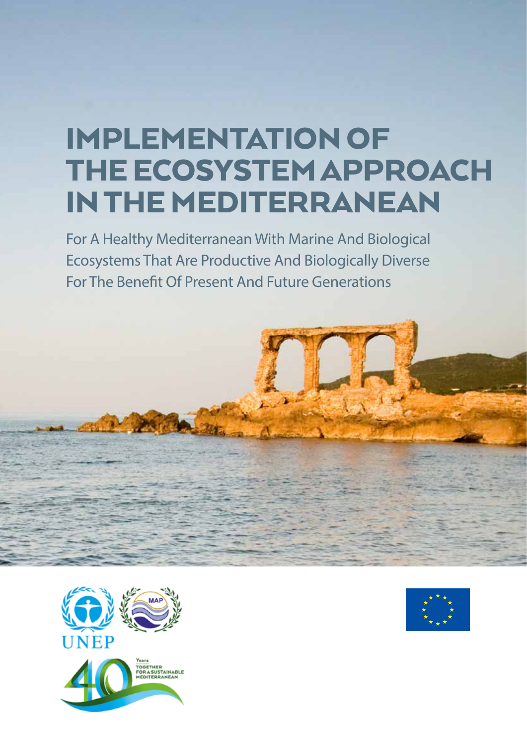# IMPLEMENTATION OF THE ECOSYSTEM APPROACH IN THE MEDITERRANEAN

For A Healthy Mediterranean With Marine And Biological Ecosystems That Are Productive And Biologically Diverse For The Benefit Of Present And Future Generations

UNEP

MAP

Years TOGETHER FOR A SUSTAINABLE MEDITERRANEAN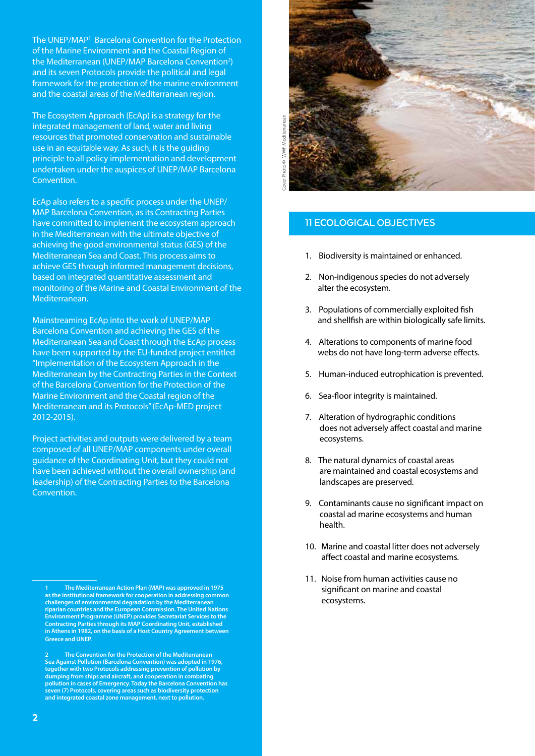The UNEP/MAP[1] Barcelona Convention for the Protection of the Marine Environment and the Coastal Region of the Mediterranean (UNEP/MAP Barcelona Convention[2]) and its seven Protocols provide the political and legal framework for the protection of the marine environment and the coastal areas of the Mediterranean region.

The Ecosystem Approach (EcAp) is a strategy for the integrated management of land, water and living resources that promoted conservation and sustainable use in an equitable way. As such, it is the guiding principle to all policy implementation and development undertaken under the auspices of UNEP/MAP Barcelona Convention.

EcAp also refers to a specific process under the UNEP/MAP Barcelona Convention, as its Contracting Parties have committed to implement the ecosystem approach in the Mediterranean with the ultimate objective of achieving the good environmental status (GES) of the Mediterranean Sea and Coast. This process aims to achieve GES through informed management decisions, based on integrated quantitative assessment and monitoring of the Marine and Coastal Environment of the Mediterranean.

Mainstreaming EcAp into the work of UNEP/MAP Barcelona Convention and achieving the GES of the Mediterranean Sea and Coast through the EcAp process have been supported by the EU-funded project entitled "Implementation of the Ecosystem Approach in the Mediterranean by the Contracting Parties in the Context of the Barcelona Convention for the Protection of the Marine Environment and the Coastal region of the Mediterranean and its Protocols" (EcAp-MED project 2012-2015).

Project activities and outputs were delivered by a team composed of all UNEP/MAP components under overall guidance of the Coordinating Unit, but they could not have been achieved without the overall ownership (and leadership) of the Contracting Parties to the Barcelona Convention.

1 The Mediterranean Action Plan (MAP) was approved in 1975 as the institutional framework for cooperation in addressing common challenges of environmental degradation by the Mediterranean riparian countries and the European Commission. The United Nations Environment Programme (UNEP) provides Secretariat Services to the Contracting Parties through its MAP Coordinating Unit, established in Athens in 1982, on the basis of a Host Country Agreement between Greece and UNEP.

2 The Convention for the Protection of the Mediterranean Sea Against Pollution (Barcelona Convention) was adopted in 1976, together with two Protocols addressing prevention of pollution by dumping from ships and aircraft, and cooperation in combating pollution in cases of Emergency. Today the Barcelona Convention has seven (7) Protocols, covering areas such as biodiversity protection and integrated coastal zone management, next to pollution.

Cover Photo © WWF Mediterranean

## 11 ECOLOGICAL OBJECTIVES

1. Biodiversity is maintained or enhanced.
2. Non-indigenous species do not adversely alter the ecosystem.
3. Populations of commercially exploited fish and shellfish are within biologically safe limits.
4. Alterations to components of marine food webs do not have long-term adverse effects.
5. Human-induced eutrophication is prevented.
6. Sea-floor integrity is maintained.
7. Alteration of hydrographic conditions does not adversely affect coastal and marine ecosystems.
8. The natural dynamics of coastal areas are maintained and coastal ecosystems and landscapes are preserved.
9. Contaminants cause no significant impact on coastal ad marine ecosystems and human health.
10. Marine and coastal litter does not adversely affect coastal and marine ecosystems.
11. Noise from human activities cause no significant on marine and coastal ecosystems.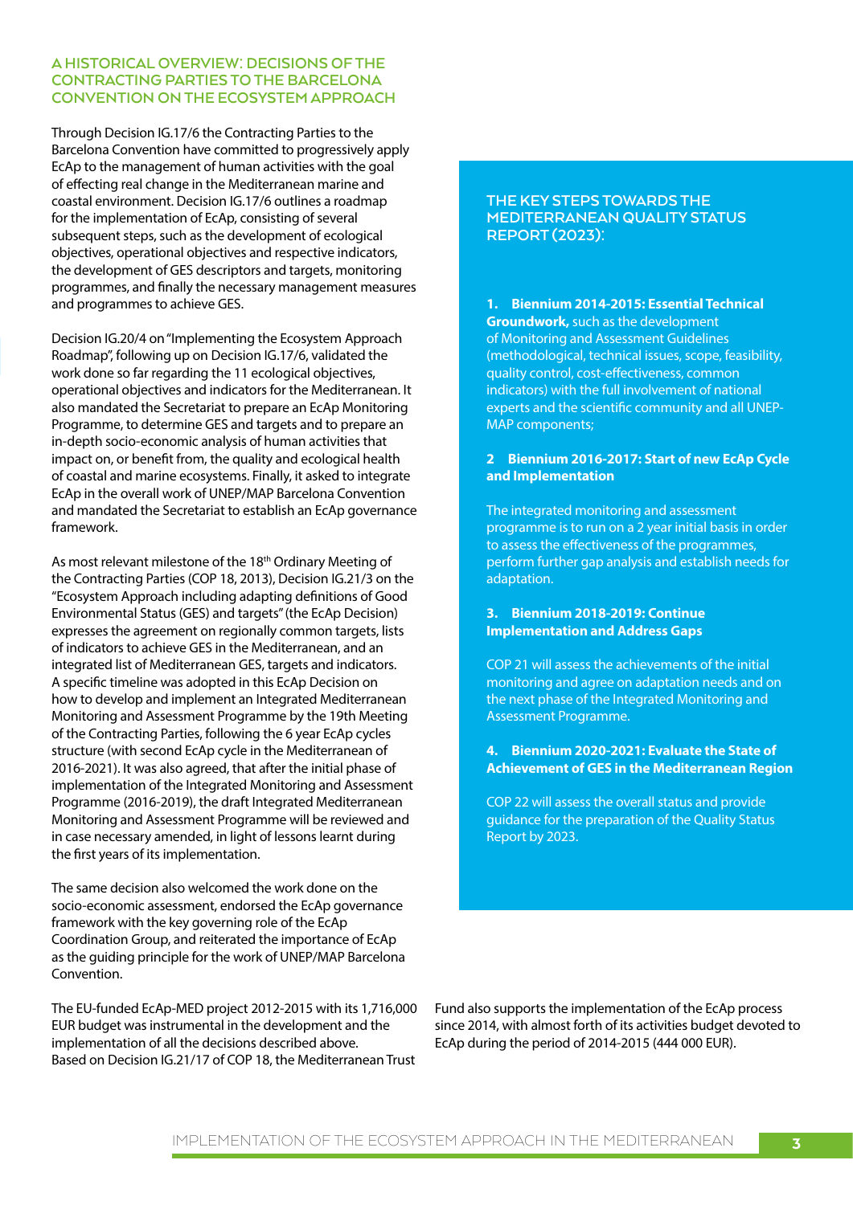## A HISTORICAL OVERVIEW: DECISIONS OF THE CONTRACTING PARTIES TO THE BARCELONA CONVENTION ON THE ECOSYSTEM APPROACH

Through Decision IG.17/6 the Contracting Parties to the Barcelona Convention have committed to progressively apply EcAp to the management of human activities with the goal of effecting real change in the Mediterranean marine and coastal environment. Decision IG.17/6 outlines a roadmap for the implementation of EcAp, consisting of several subsequent steps, such as the development of ecological objectives, operational objectives and respective indicators, the development of GES descriptors and targets, monitoring programmes, and finally the necessary management measures and programmes to achieve GES.

Decision IG.20/4 on "Implementing the Ecosystem Approach Roadmap", following up on Decision IG.17/6, validated the work done so far regarding the 11 ecological objectives, operational objectives and indicators for the Mediterranean. It also mandated the Secretariat to prepare an EcAp Monitoring Programme, to determine GES and targets and to prepare an in-depth socio-economic analysis of human activities that impact on, or benefit from, the quality and ecological health of coastal and marine ecosystems. Finally, it asked to integrate EcAp in the overall work of UNEP/MAP Barcelona Convention and mandated the Secretariat to establish an EcAp governance framework.

As most relevant milestone of the 18th Ordinary Meeting of the Contracting Parties (COP 18, 2013), Decision IG.21/3 on the "Ecosystem Approach including adapting definitions of Good Environmental Status (GES) and targets" (the EcAp Decision) expresses the agreement on regionally common targets, lists of indicators to achieve GES in the Mediterranean, and an integrated list of Mediterranean GES, targets and indicators. A specific timeline was adopted in this EcAp Decision on how to develop and implement an Integrated Mediterranean Monitoring and Assessment Programme by the 19th Meeting of the Contracting Parties, following the 6 year EcAp cycles structure (with second EcAp cycle in the Mediterranean of 2016-2021). It was also agreed, that after the initial phase of implementation of the Integrated Monitoring and Assessment Programme (2016-2019), the draft Integrated Mediterranean Monitoring and Assessment Programme will be reviewed and in case necessary amended, in light of lessons learnt during the first years of its implementation.

The same decision also welcomed the work done on the socio-economic assessment, endorsed the EcAp governance framework with the key governing role of the EcAp Coordination Group, and reiterated the importance of EcAp as the guiding principle for the work of UNEP/MAP Barcelona Convention.

The EU-funded EcAp-MED project 2012-2015 with its 1,716,000 EUR budget was instrumental in the development and the implementation of all the decisions described above. Based on Decision IG.21/17 of COP 18, the Mediterranean Trust Fund also supports the implementation of the EcAp process since 2014, with almost forth of its activities budget devoted to EcAp during the period of 2014-2015 (444 000 EUR).

### THE KEY STEPS TOWARDS THE MEDITERRANEAN QUALITY STATUS REPORT (2023):

1. **Biennium 2014-2015: Essential Technical Groundwork,** such as the development of Monitoring and Assessment Guidelines (methodological, technical issues, scope, feasibility, quality control, cost-effectiveness, common indicators) with the full involvement of national experts and the scientific community and all UNEP-MAP components;

2. **Biennium 2016-2017: Start of new EcAp Cycle and Implementation**

   The integrated monitoring and assessment programme is to run on a 2 year initial basis in order to assess the effectiveness of the programmes, perform further gap analysis and establish needs for adaptation.

3. **Biennium 2018-2019: Continue Implementation and Address Gaps**

   COP 21 will assess the achievements of the initial monitoring and agree on adaptation needs and on the next phase of the Integrated Monitoring and Assessment Programme.

4. **Biennium 2020-2021: Evaluate the State of Achievement of GES in the Mediterranean Region**

   COP 22 will assess the overall status and provide guidance for the preparation of the Quality Status Report by 2023.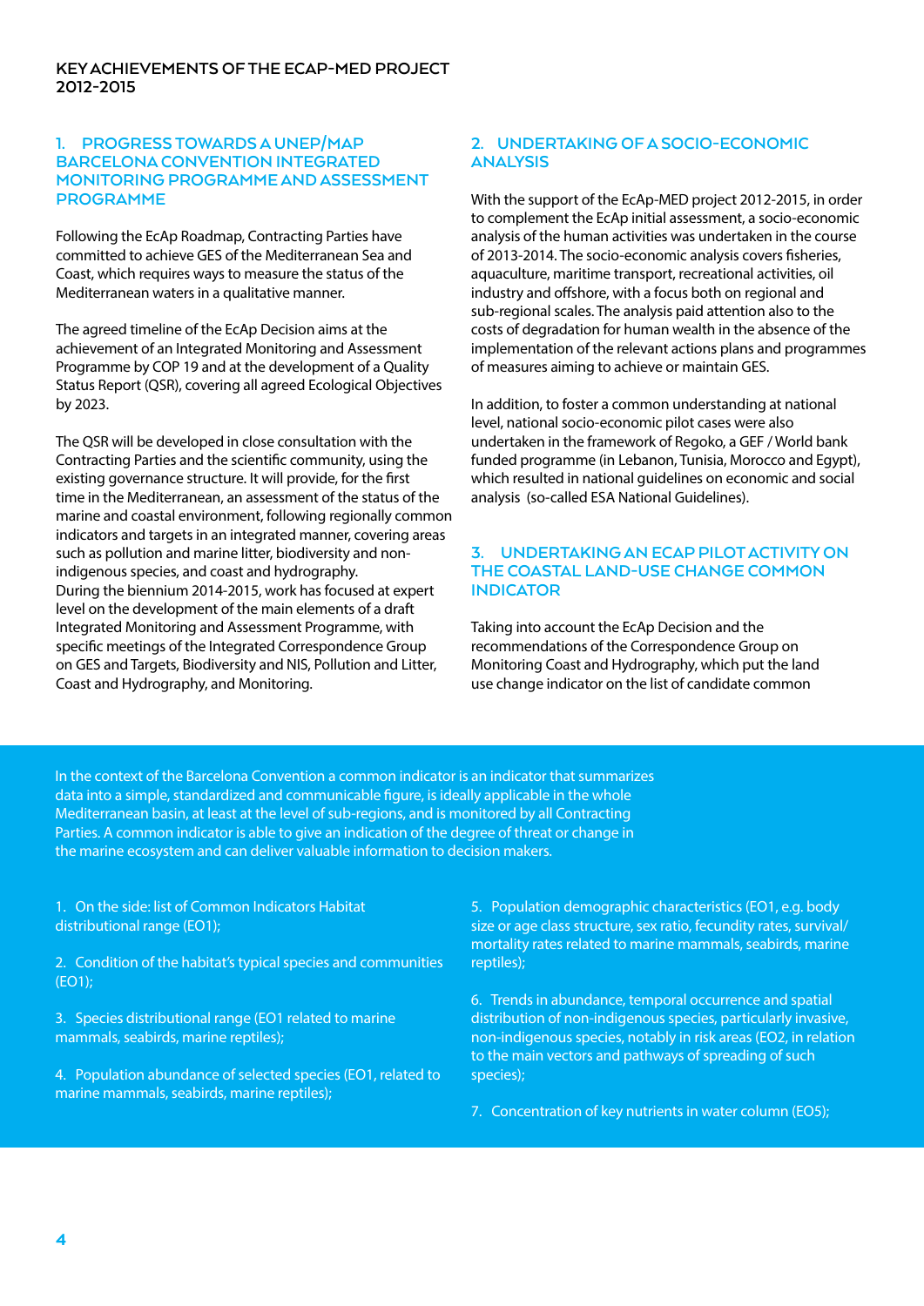# KEY ACHIEVEMENTS OF THE ECAP-MED PROJECT 2012-2015

## 1. PROGRESS TOWARDS A UNEP/MAP BARCELONA CONVENTION INTEGRATED MONITORING PROGRAMME AND ASSESSMENT PROGRAMME

Following the EcAp Roadmap, Contracting Parties have committed to achieve GES of the Mediterranean Sea and Coast, which requires ways to measure the status of the Mediterranean waters in a qualitative manner.

The agreed timeline of the EcAp Decision aims at the achievement of an Integrated Monitoring and Assessment Programme by COP 19 and at the development of a Quality Status Report (QSR), covering all agreed Ecological Objectives by 2023.

The QSR will be developed in close consultation with the Contracting Parties and the scientific community, using the existing governance structure. It will provide, for the first time in the Mediterranean, an assessment of the status of the marine and coastal environment, following regionally common indicators and targets in an integrated manner, covering areas such as pollution and marine litter, biodiversity and non-indigenous species, and coast and hydrography.
During the biennium 2014-2015, work has focused at expert level on the development of the main elements of a draft Integrated Monitoring and Assessment Programme, with specific meetings of the Integrated Correspondence Group on GES and Targets, Biodiversity and NIS, Pollution and Litter, Coast and Hydrography, and Monitoring.

## 2. UNDERTAKING OF A SOCIO-ECONOMIC ANALYSIS

With the support of the EcAp-MED project 2012-2015, in order to complement the EcAp initial assessment, a socio-economic analysis of the human activities was undertaken in the course of 2013-2014. The socio-economic analysis covers fisheries, aquaculture, maritime transport, recreational activities, oil industry and offshore, with a focus both on regional and sub-regional scales. The analysis paid attention also to the costs of degradation for human wealth in the absence of the implementation of the relevant actions plans and programmes of measures aiming to achieve or maintain GES.

In addition, to foster a common understanding at national level, national socio-economic pilot cases were also undertaken in the framework of Regoko, a GEF / World bank funded programme (in Lebanon, Tunisia, Morocco and Egypt), which resulted in national guidelines on economic and social analysis (so-called ESA National Guidelines).

## 3. UNDERTAKING AN ECAP PILOT ACTIVITY ON THE COASTAL LAND-USE CHANGE COMMON INDICATOR

Taking into account the EcAp Decision and the recommendations of the Correspondence Group on Monitoring Coast and Hydrography, which put the land use change indicator on the list of candidate common

In the context of the Barcelona Convention a common indicator is an indicator that summarizes data into a simple, standardized and communicable figure, is ideally applicable in the whole Mediterranean basin, at least at the level of sub-regions, and is monitored by all Contracting Parties. A common indicator is able to give an indication of the degree of threat or change in the marine ecosystem and can deliver valuable information to decision makers.

1. On the side: list of Common Indicators Habitat distributional range (EO1);
2. Condition of the habitat's typical species and communities (EO1);
3. Species distributional range (EO1 related to marine mammals, seabirds, marine reptiles);
4. Population abundance of selected species (EO1, related to marine mammals, seabirds, marine reptiles);
5. Population demographic characteristics (EO1, e.g. body size or age class structure, sex ratio, fecundity rates, survival/ mortality rates related to marine mammals, seabirds, marine reptiles);
6. Trends in abundance, temporal occurrence and spatial distribution of non-indigenous species, particularly invasive, non-indigenous species, notably in risk areas (EO2, in relation to the main vectors and pathways of spreading of such species);
7. Concentration of key nutrients in water column (EO5);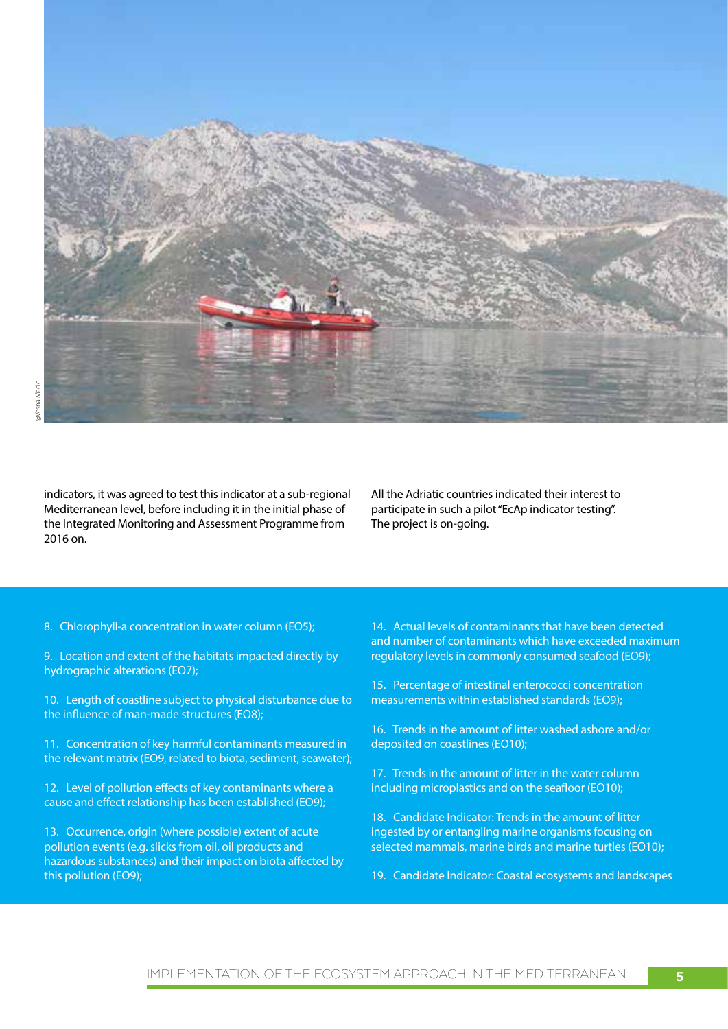indicators, it was agreed to test this indicator at a sub-regional Mediterranean level, before including it in the initial phase of the Integrated Monitoring and Assessment Programme from 2016 on.

All the Adriatic countries indicated their interest to participate in such a pilot "EcAp indicator testing". The project is on-going.

8. Chlorophyll-a concentration in water column (EO5);

9. Location and extent of the habitats impacted directly by hydrographic alterations (EO7);

10. Length of coastline subject to physical disturbance due to the influence of man-made structures (EO8);

11. Concentration of key harmful contaminants measured in the relevant matrix (EO9, related to biota, sediment, seawater);

12. Level of pollution effects of key contaminants where a cause and effect relationship has been established (EO9);

13. Occurrence, origin (where possible) extent of acute pollution events (e.g. slicks from oil, oil products and hazardous substances) and their impact on biota affected by this pollution (EO9);

14. Actual levels of contaminants that have been detected and number of contaminants which have exceeded maximum regulatory levels in commonly consumed seafood (EO9);

15. Percentage of intestinal enterococci concentration measurements within established standards (EO9);

16. Trends in the amount of litter washed ashore and/or deposited on coastlines (EO10);

17. Trends in the amount of litter in the water column including microplastics and on the seafloor (EO10);

18. Candidate Indicator: Trends in the amount of litter ingested by or entangling marine organisms focusing on selected mammals, marine birds and marine turtles (EO10);

19. Candidate Indicator: Coastal ecosystems and landscapes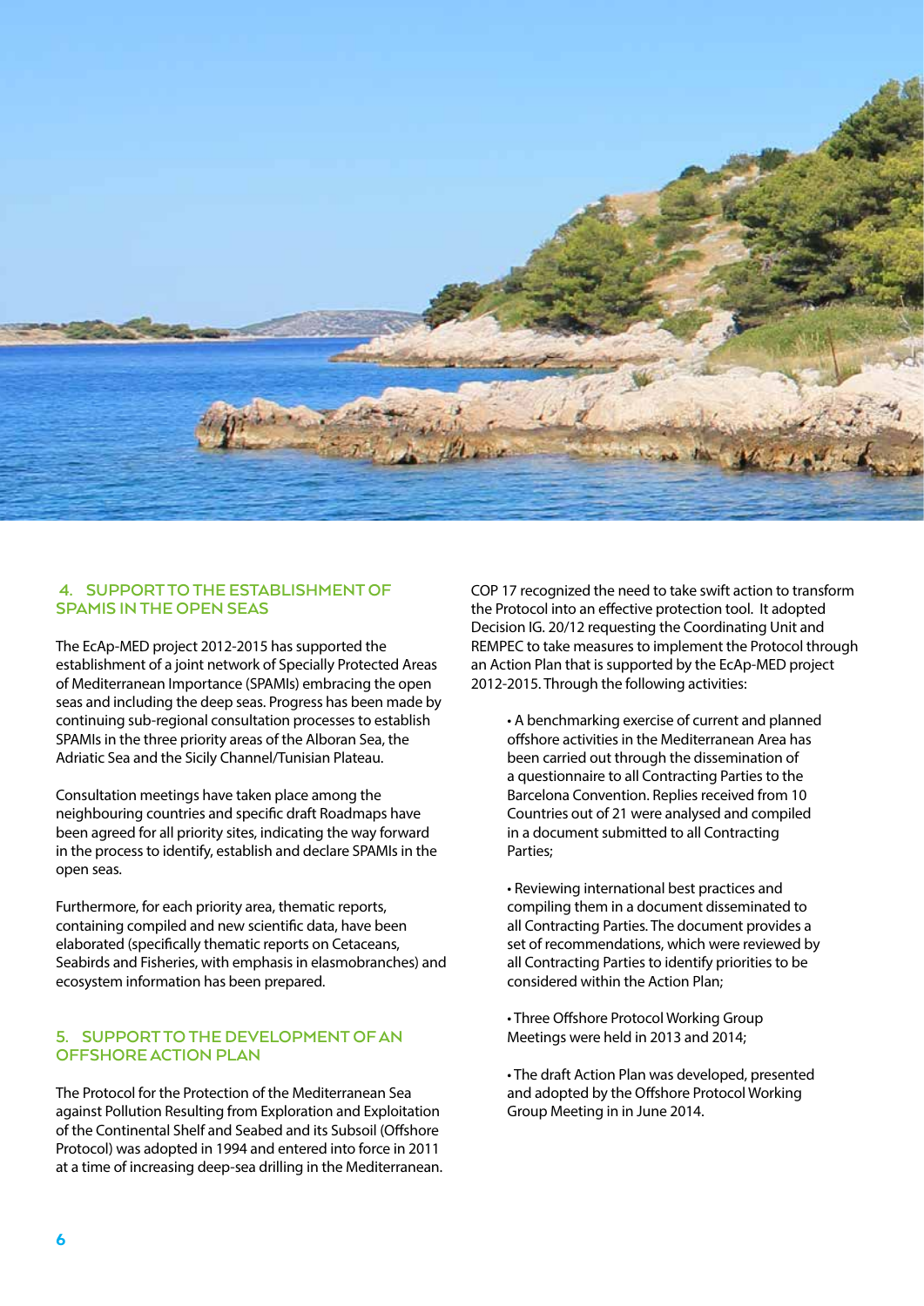## 4. SUPPORT TO THE ESTABLISHMENT OF SPAMIS IN THE OPEN SEAS

The EcAp-MED project 2012-2015 has supported the establishment of a joint network of Specially Protected Areas of Mediterranean Importance (SPAMIs) embracing the open seas and including the deep seas. Progress has been made by continuing sub-regional consultation processes to establish SPAMIs in the three priority areas of the Alboran Sea, the Adriatic Sea and the Sicily Channel/Tunisian Plateau.

Consultation meetings have taken place among the neighbouring countries and specific draft Roadmaps have been agreed for all priority sites, indicating the way forward in the process to identify, establish and declare SPAMIs in the open seas.

Furthermore, for each priority area, thematic reports, containing compiled and new scientific data, have been elaborated (specifically thematic reports on Cetaceans, Seabirds and Fisheries, with emphasis in elasmobranches) and ecosystem information has been prepared.

## 5. SUPPORT TO THE DEVELOPMENT OF AN OFFSHORE ACTION PLAN

The Protocol for the Protection of the Mediterranean Sea against Pollution Resulting from Exploration and Exploitation of the Continental Shelf and Seabed and its Subsoil (Offshore Protocol) was adopted in 1994 and entered into force in 2011 at a time of increasing deep-sea drilling in the Mediterranean.

COP 17 recognized the need to take swift action to transform the Protocol into an effective protection tool. It adopted Decision IG. 20/12 requesting the Coordinating Unit and REMPEC to take measures to implement the Protocol through an Action Plan that is supported by the EcAp-MED project 2012-2015. Through the following activities:

- A benchmarking exercise of current and planned offshore activities in the Mediterranean Area has been carried out through the dissemination of a questionnaire to all Contracting Parties to the Barcelona Convention. Replies received from 10 Countries out of 21 were analysed and compiled in a document submitted to all Contracting Parties;

- Reviewing international best practices and compiling them in a document disseminated to all Contracting Parties. The document provides a set of recommendations, which were reviewed by all Contracting Parties to identify priorities to be considered within the Action Plan;

- Three Offshore Protocol Working Group Meetings were held in 2013 and 2014;

- The draft Action Plan was developed, presented and adopted by the Offshore Protocol Working Group Meeting in in June 2014.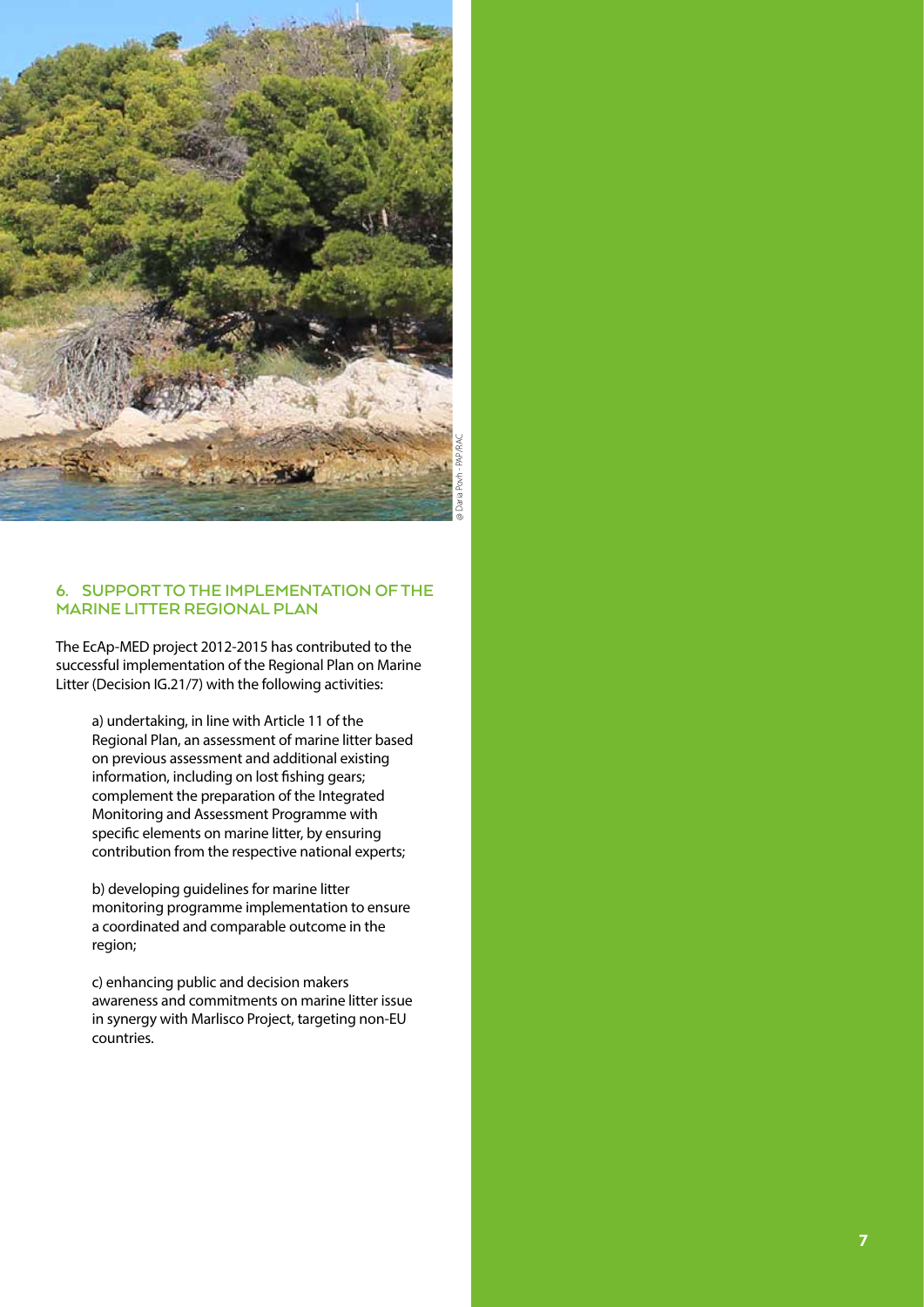## 6. SUPPORT TO THE IMPLEMENTATION OF THE MARINE LITTER REGIONAL PLAN

The EcAp-MED project 2012-2015 has contributed to the successful implementation of the Regional Plan on Marine Litter (Decision IG.21/7) with the following activities:

a) undertaking, in line with Article 11 of the Regional Plan, an assessment of marine litter based on previous assessment and additional existing information, including on lost fishing gears; complement the preparation of the Integrated Monitoring and Assessment Programme with specific elements on marine litter, by ensuring contribution from the respective national experts;

b) developing guidelines for marine litter monitoring programme implementation to ensure a coordinated and comparable outcome in the region;

c) enhancing public and decision makers awareness and commitments on marine litter issue in synergy with Marlisco Project, targeting non-EU countries.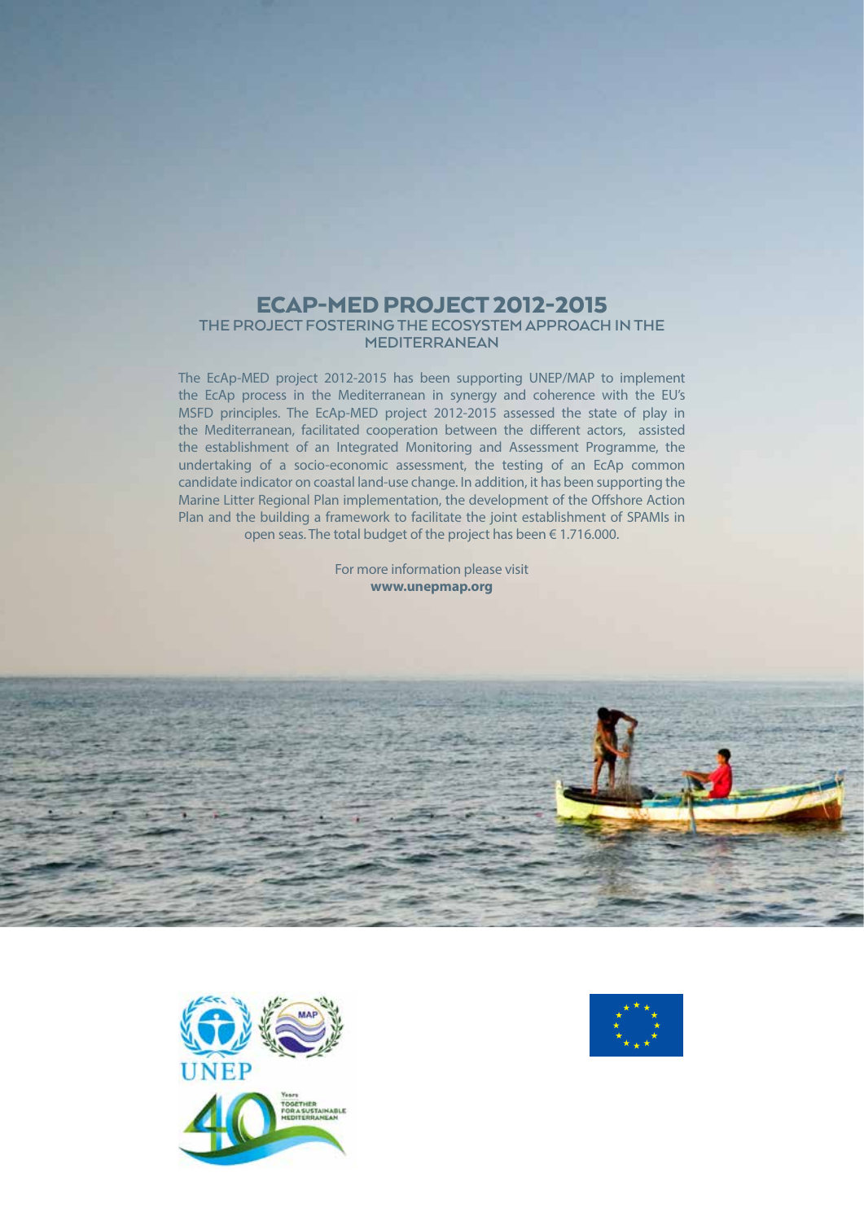# ECAP-MED PROJECT 2012-2015

## THE PROJECT FOSTERING THE ECOSYSTEM APPROACH IN THE MEDITERRANEAN

The EcAp-MED project 2012-2015 has been supporting UNEP/MAP to implement the EcAp process in the Mediterranean in synergy and coherence with the EU's MSFD principles. The EcAp-MED project 2012-2015 assessed the state of play in the Mediterranean, facilitated cooperation between the different actors, assisted the establishment of an Integrated Monitoring and Assessment Programme, the undertaking of a socio-economic assessment, the testing of an EcAp common candidate indicator on coastal land-use change. In addition, it has been supporting the Marine Litter Regional Plan implementation, the development of the Offshore Action Plan and the building a framework to facilitate the joint establishment of SPAMIs in open seas. The total budget of the project has been € 1.716.000.

For more information please visit
**www.unepmap.org**